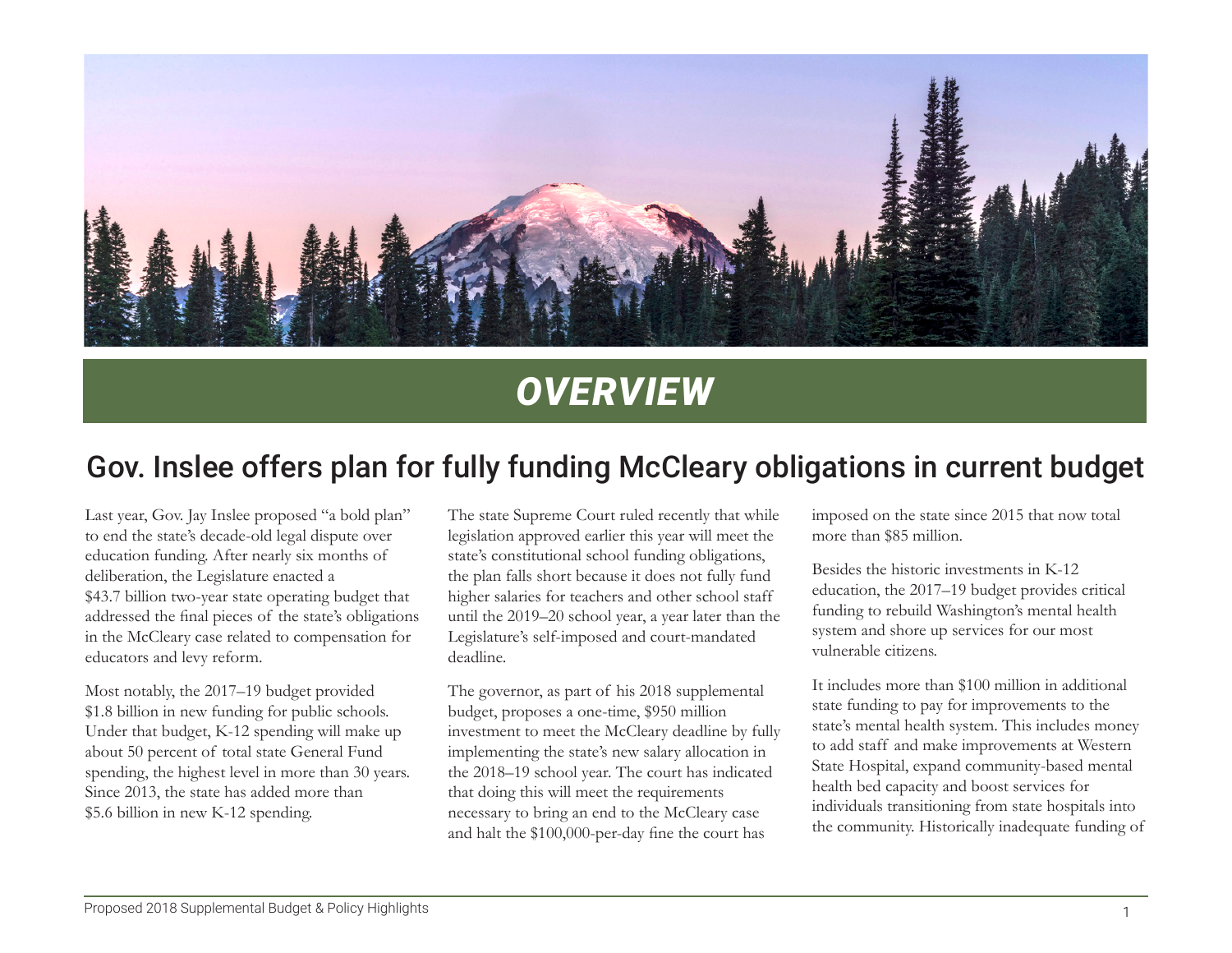# OVERVIEW

## Gov. Inslee offers plan for fully funding McCleary obligations in current budget

Last year, Gov. Jay Inslee proposed "a bold plan" to end the state's decade-old legal dispute over education funding. After nearly six months of deliberation, the Legislature enacted a $43.7 billion two-year state operating budget that addressed the final pieces of the state's obligations in the McCleary case related to compensation for educators and levy reform.

Most notably, the 2017–19 budget provided $1.8 billion in new funding for public schools. Under that budget, K-12 spending will make up about 50 percent of total state General Fund spending, the highest level in more than 30 years. Since 2013, the state has added more than $5.6 billion in new K-12 spending.

The state Supreme Court ruled recently that while legislation approved earlier this year will meet the state's constitutional school funding obligations, the plan falls short because it does not fully fund higher salaries for teachers and other school staff until the 2019–20 school year, a year later than the Legislature's self-imposed and court-mandated deadline.

The governor, as part of his 2018 supplemental budget, proposes a one-time, $950 million investment to meet the McCleary deadline by fully implementing the state's new salary allocation in the 2018–19 school year. The court has indicated that doing this will meet the requirements necessary to bring an end to the McCleary case and halt the $100,000-per-day fine the court has imposed on the state since 2015 that now total more than $85 million.

Besides the historic investments in K-12 education, the 2017–19 budget provides critical funding to rebuild Washington's mental health system and shore up services for our most vulnerable citizens.

It includes more than $100 million in additional state funding to pay for improvements to the state's mental health system. This includes money to add staff and make improvements at Western State Hospital, expand community-based mental health bed capacity and boost services for individuals transitioning from state hospitals into the community. Historically inadequate funding of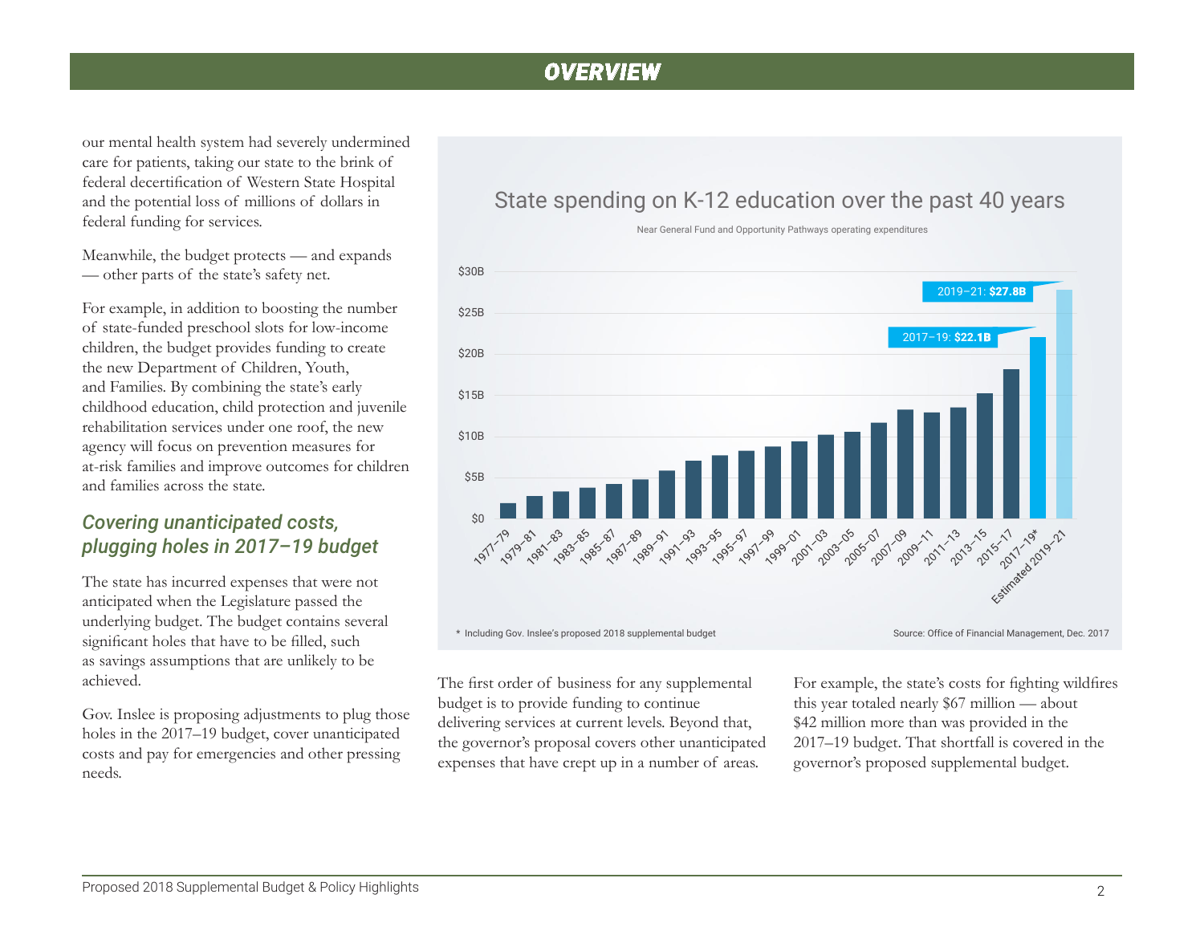our mental health system had severely undermined care for patients, taking our state to the brink of federal decertification of Western State Hospital and the potential loss of millions of dollars in federal funding for services.

Meanwhile, the budget protects — and expands — other parts of the state's safety net.

For example, in addition to boosting the number of state-funded preschool slots for low-income children, the budget provides funding to create the new Department of Children, Youth, and Families. By combining the state's early childhood education, child protection and juvenile rehabilitation services under one roof, the new agency will focus on prevention measures for at-risk families and improve outcomes for children and families across the state.

### *Covering unanticipated costs, plugging holes in 2017–19 budget*

The state has incurred expenses that were not anticipated when the Legislature passed the underlying budget. The budget contains several significant holes that have to be filled, such as savings assumptions that are unlikely to be achieved.

Gov. Inslee is proposing adjustments to plug those holes in the 2017–19 budget, cover unanticipated costs and pay for emergencies and other pressing needs.

**State spending on K-12 education over the past 40 years**

Near General Fund and Opportunity Pathways operating expenditures

2017–19: **$22.1B**

2019–21: **$27.8B**

\* Including Gov. Inslee's proposed 2018 supplemental budget

Source: Office of Financial Management, Dec. 2017

The first order of business for any supplemental budget is to provide funding to continue delivering services at current levels. Beyond that, the governor's proposal covers other unanticipated expenses that have crept up in a number of areas.

For example, the state's costs for fighting wildfires this year totaled nearly $67 million — about $42 million more than was provided in the 2017–19 budget. That shortfall is covered in the governor's proposed supplemental budget.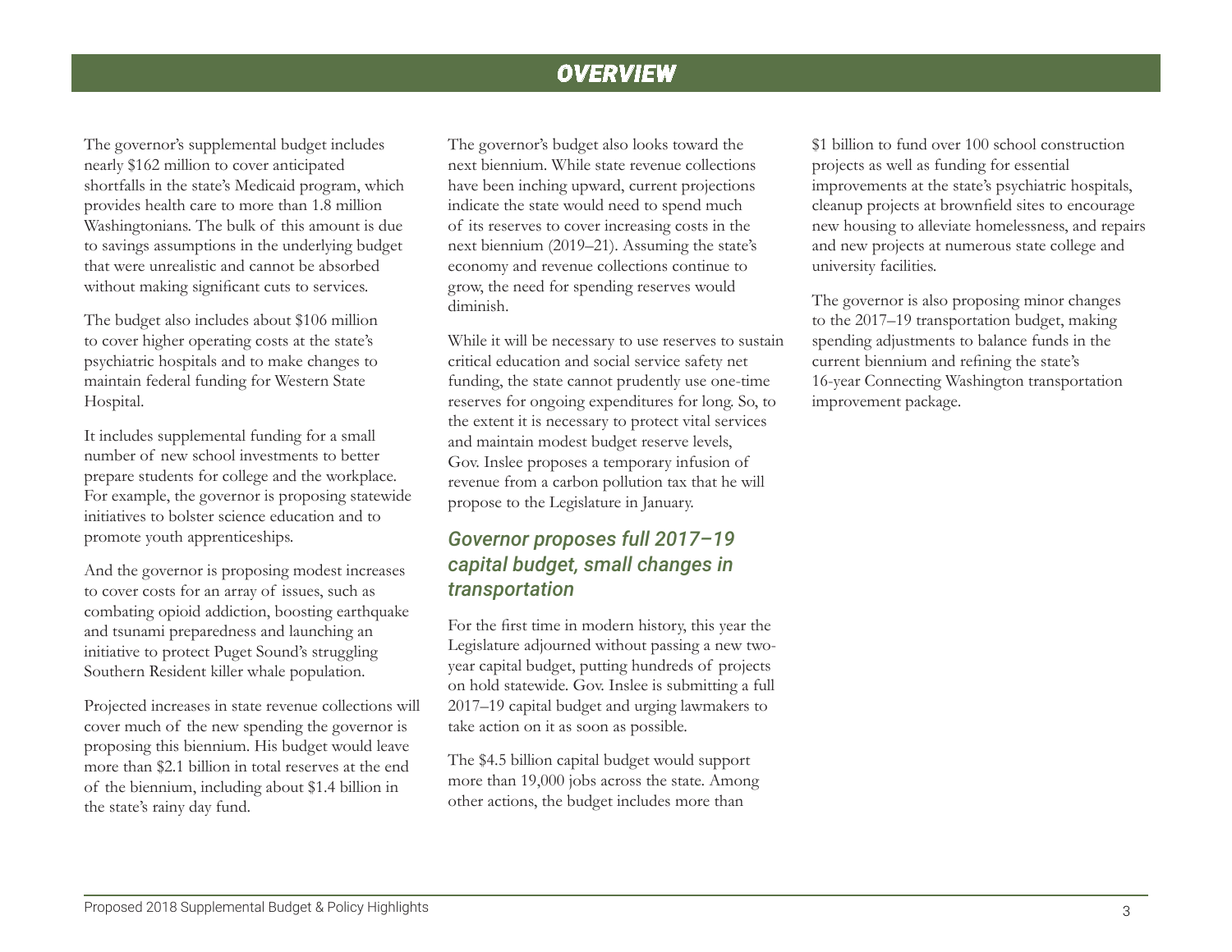# OVERVIEW

The governor's supplemental budget includes nearly $162 million to cover anticipated shortfalls in the state's Medicaid program, which provides health care to more than 1.8 million Washingtonians. The bulk of this amount is due to savings assumptions in the underlying budget that were unrealistic and cannot be absorbed without making significant cuts to services.

The budget also includes about $106 million to cover higher operating costs at the state's psychiatric hospitals and to make changes to maintain federal funding for Western State Hospital.

It includes supplemental funding for a small number of new school investments to better prepare students for college and the workplace. For example, the governor is proposing statewide initiatives to bolster science education and to promote youth apprenticeships.

And the governor is proposing modest increases to cover costs for an array of issues, such as combating opioid addiction, boosting earthquake and tsunami preparedness and launching an initiative to protect Puget Sound's struggling Southern Resident killer whale population.

Projected increases in state revenue collections will cover much of the new spending the governor is proposing this biennium. His budget would leave more than $2.1 billion in total reserves at the end of the biennium, including about $1.4 billion in the state's rainy day fund.

The governor's budget also looks toward the next biennium. While state revenue collections have been inching upward, current projections indicate the state would need to spend much of its reserves to cover increasing costs in the next biennium (2019–21). Assuming the state's economy and revenue collections continue to grow, the need for spending reserves would diminish.

While it will be necessary to use reserves to sustain critical education and social service safety net funding, the state cannot prudently use one-time reserves for ongoing expenditures for long. So, to the extent it is necessary to protect vital services and maintain modest budget reserve levels, Gov. Inslee proposes a temporary infusion of revenue from a carbon pollution tax that he will propose to the Legislature in January.

## *Governor proposes full 2017–19 capital budget, small changes in transportation*

For the first time in modern history, this year the Legislature adjourned without passing a new two-year capital budget, putting hundreds of projects on hold statewide. Gov. Inslee is submitting a full 2017–19 capital budget and urging lawmakers to take action on it as soon as possible.

The $4.5 billion capital budget would support more than 19,000 jobs across the state. Among other actions, the budget includes more than $1 billion to fund over 100 school construction projects as well as funding for essential improvements at the state's psychiatric hospitals, cleanup projects at brownfield sites to encourage new housing to alleviate homelessness, and repairs and new projects at numerous state college and university facilities.

The governor is also proposing minor changes to the 2017–19 transportation budget, making spending adjustments to balance funds in the current biennium and refining the state's 16-year Connecting Washington transportation improvement package.